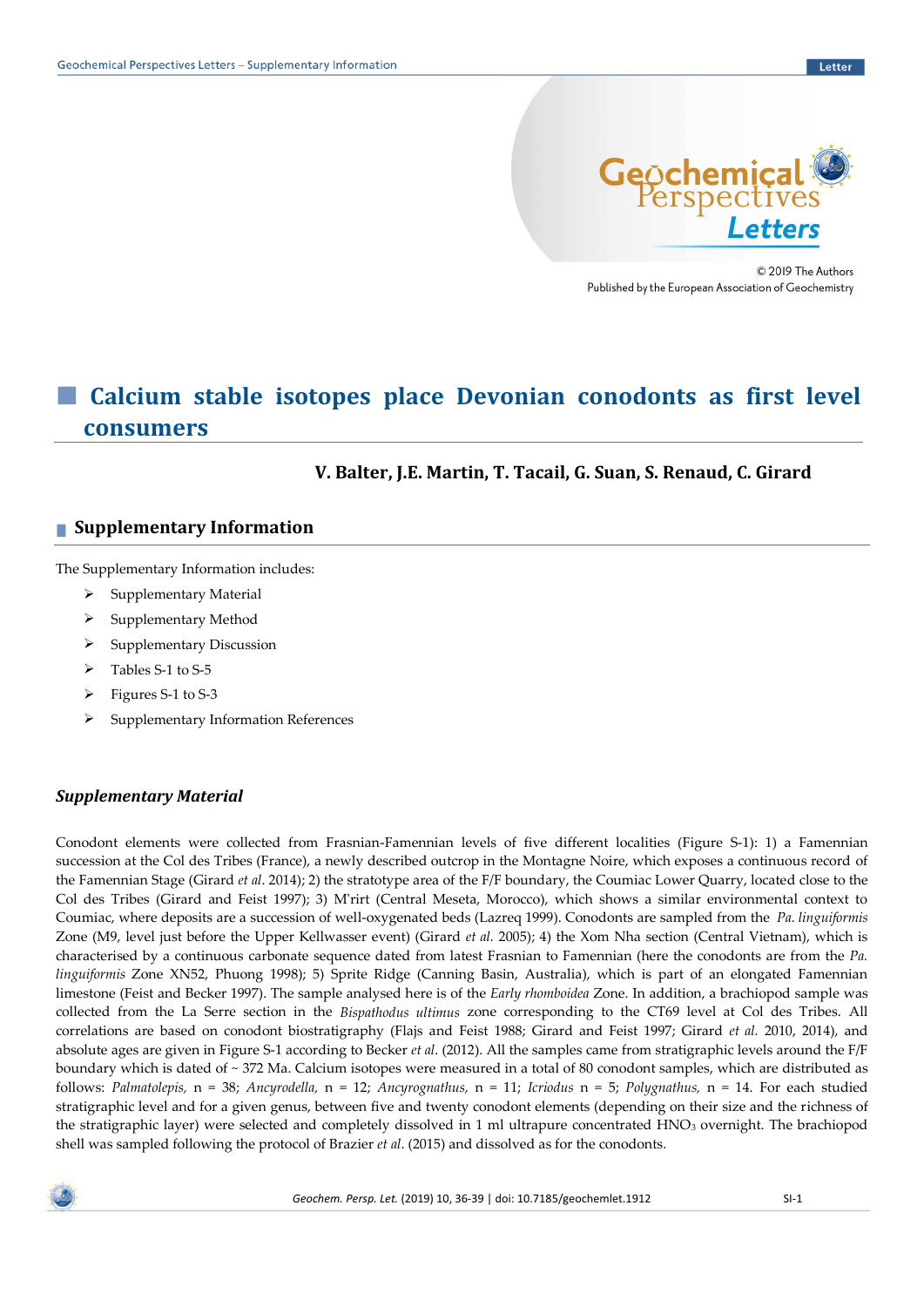© 2019 The Authors
Published by the European Association of Geochemistry

# Calcium stable isotopes place Devonian conodonts as first level consumers

**V. Balter, J.E. Martin, T. Tacail, G. Suan, S. Renaud, C. Girard**

## Supplementary Information

The Supplementary Information includes:

- Supplementary Material
- Supplementary Method
- Supplementary Discussion
- Tables S-1 to S-5
- Figures S-1 to S-3
- Supplementary Information References

### *Supplementary Material*

Conodont elements were collected from Frasnian-Famennian levels of five different localities (Figure S-1): 1) a Famennian succession at the Col des Tribes (France), a newly described outcrop in the Montagne Noire, which exposes a continuous record of the Famennian Stage (Girard *et al*. 2014); 2) the stratotype area of the F/F boundary, the Coumiac Lower Quarry, located close to the Col des Tribes (Girard and Feist 1997); 3) M'rirt (Central Meseta, Morocco), which shows a similar environmental context to Coumiac, where deposits are a succession of well-oxygenated beds (Lazreq 1999). Conodonts are sampled from the *Pa. linguiformis* Zone (M9, level just before the Upper Kellwasser event) (Girard *et al.* 2005); 4) the Xom Nha section (Central Vietnam), which is characterised by a continuous carbonate sequence dated from latest Frasnian to Famennian (here the conodonts are from the *Pa. linguiformis* Zone XN52, Phuong 1998); 5) Sprite Ridge (Canning Basin, Australia), which is part of an elongated Famennian limestone (Feist and Becker 1997). The sample analysed here is of the *Early rhomboidea* Zone. In addition, a brachiopod sample was collected from the La Serre section in the *Bispathodus ultimus* zone corresponding to the CT69 level at Col des Tribes. All correlations are based on conodont biostratigraphy (Flajs and Feist 1988; Girard and Feist 1997; Girard *et al.* 2010, 2014), and absolute ages are given in Figure S-1 according to Becker *et al*. (2012). All the samples came from stratigraphic levels around the F/F boundary which is dated of ~ 372 Ma. Calcium isotopes were measured in a total of 80 conodont samples, which are distributed as follows: *Palmatolepis,* n = 38; *Ancyrodella,* n = 12; *Ancyrognathus,* n = 11; *Icriodus* n = 5; *Polygnathus,* n = 14. For each studied stratigraphic level and for a given genus, between five and twenty conodont elements (depending on their size and the richness of the stratigraphic layer) were selected and completely dissolved in 1 ml ultrapure concentrated $HNO_3$ overnight. The brachiopod shell was sampled following the protocol of Brazier *et al*. (2015) and dissolved as for the conodonts.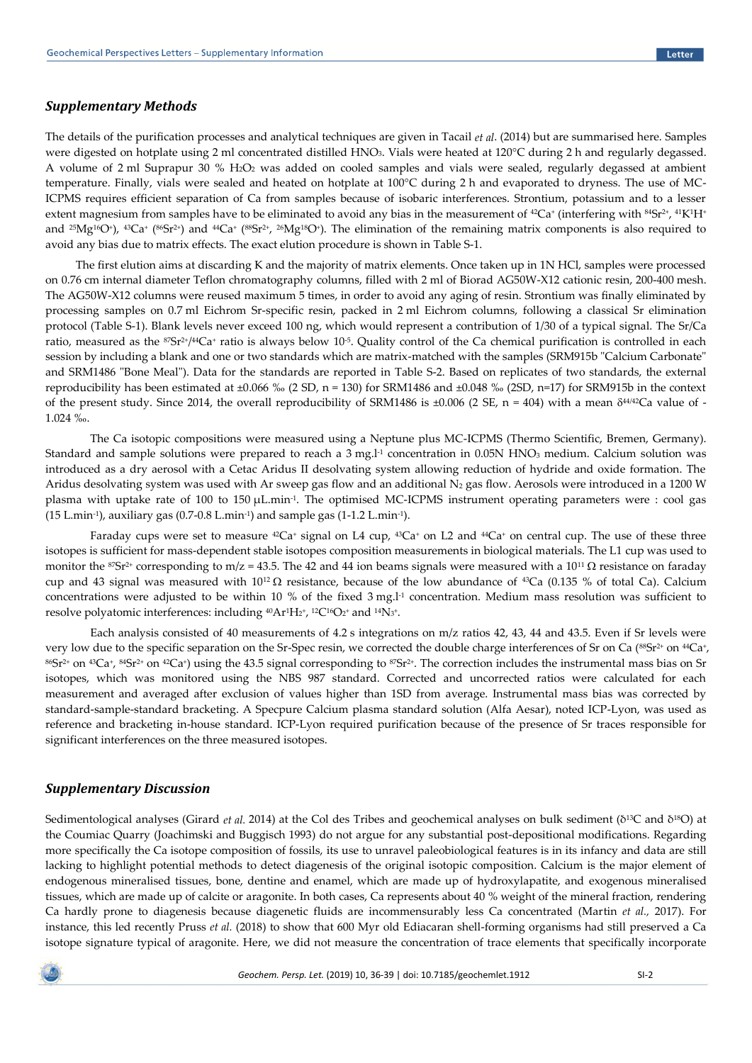## Supplementary Methods

The details of the purification processes and analytical techniques are given in Tacail *et al*. (2014) but are summarised here. Samples were digested on hotplate using 2 ml concentrated distilled $HNO_3$. Vials were heated at 120°C during 2 h and regularly degassed. A volume of 2 ml Suprapur 30 % $H_2O_2$ was added on cooled samples and vials were sealed, regularly degassed at ambient temperature. Finally, vials were sealed and heated on hotplate at 100°C during 2 h and evaporated to dryness. The use of MC-ICPMS requires efficient separation of Ca from samples because of isobaric interferences. Strontium, potassium and to a lesser extent magnesium from samples have to be eliminated to avoid any bias in the measurement of $^{42}Ca^+$ (interfering with $^{84}Sr^{2+}$, $^{41}K^1H^+$ and $^{25}Mg^{16}O^+$), $^{43}Ca^+$ ($^{86}Sr^{2+}$) and $^{44}Ca^+$ ($^{88}Sr^{2+}$, $^{26}Mg^{18}O^+$). The elimination of the remaining matrix components is also required to avoid any bias due to matrix effects. The exact elution procedure is shown in Table S-1.

The first elution aims at discarding K and the majority of matrix elements. Once taken up in 1N HCl, samples were processed on 0.76 cm internal diameter Teflon chromatography columns, filled with 2 ml of Biorad AG50W-X12 cationic resin, 200-400 mesh. The AG50W-X12 columns were reused maximum 5 times, in order to avoid any aging of resin. Strontium was finally eliminated by processing samples on 0.7 ml Eichrom Sr-specific resin, packed in 2 ml Eichrom columns, following a classical Sr elimination protocol (Table S-1). Blank levels never exceed 100 ng, which would represent a contribution of 1/30 of a typical signal. The Sr/Ca ratio, measured as the $^{87}Sr^{2+}/^{44}Ca^+$ ratio is always below $10^{-5}$. Quality control of the Ca chemical purification is controlled in each session by including a blank and one or two standards which are matrix-matched with the samples (SRM915b "Calcium Carbonate" and SRM1486 "Bone Meal"). Data for the standards are reported in Table S-2. Based on replicates of two standards, the external reproducibility has been estimated at ±0.066 ‰ (2 SD, n = 130) for SRM1486 and ±0.048 ‰ (2SD, n=17) for SRM915b in the context of the present study. Since 2014, the overall reproducibility of SRM1486 is ±0.006 (2 SE, n = 404) with a mean $\delta^{44/42}Ca$ value of -1.024 ‰.

The Ca isotopic compositions were measured using a Neptune plus MC-ICPMS (Thermo Scientific, Bremen, Germany). Standard and sample solutions were prepared to reach a 3 mg.l$^{-1}$ concentration in 0.05N $HNO_3$ medium. Calcium solution was introduced as a dry aerosol with a Cetac Aridus II desolvating system allowing reduction of hydride and oxide formation. The Aridus desolvating system was used with Ar sweep gas flow and an additional $N_2$ gas flow. Aerosols were introduced in a 1200 W plasma with uptake rate of 100 to 150 µL.min$^{-1}$. The optimised MC-ICPMS instrument operating parameters were : cool gas (15 L.min$^{-1}$), auxiliary gas (0.7-0.8 L.min$^{-1}$) and sample gas (1-1.2 L.min$^{-1}$).

Faraday cups were set to measure $^{42}Ca^+$ signal on L4 cup, $^{43}Ca^+$ on L2 and $^{44}Ca^+$ on central cup. The use of these three isotopes is sufficient for mass-dependent stable isotopes composition measurements in biological materials. The L1 cup was used to monitor the $^{87}Sr^{2+}$ corresponding to m/z = 43.5. The 42 and 44 ion beams signals were measured with a $10^{11}$ Ω resistance on faraday cup and 43 signal was measured with $10^{12}$ Ω resistance, because of the low abundance of $^{43}Ca$ (0.135 % of total Ca). Calcium concentrations were adjusted to be within 10 % of the fixed 3 mg.l$^{-1}$ concentration. Medium mass resolution was sufficient to resolve polyatomic interferences: including $^{40}Ar^1H_2^+$, $^{12}C^{16}O_2^+$ and $^{14}N_3^+$.

Each analysis consisted of 40 measurements of 4.2 s integrations on m/z ratios 42, 43, 44 and 43.5. Even if Sr levels were very low due to the specific separation on the Sr-Spec resin, we corrected the double charge interferences of Sr on Ca ($^{88}Sr^{2+}$ on $^{44}Ca^+$, $^{86}Sr^{2+}$ on $^{43}Ca^+$, $^{84}Sr^{2+}$ on $^{42}Ca^+$) using the 43.5 signal corresponding to $^{87}Sr^{2+}$. The correction includes the instrumental mass bias on Sr isotopes, which was monitored using the NBS 987 standard. Corrected and uncorrected ratios were calculated for each measurement and averaged after exclusion of values higher than 1SD from average. Instrumental mass bias was corrected by standard-sample-standard bracketing. A Specpure Calcium plasma standard solution (Alfa Aesar), noted ICP-Lyon, was used as reference and bracketing in-house standard. ICP-Lyon required purification because of the presence of Sr traces responsible for significant interferences on the three measured isotopes.

## Supplementary Discussion

Sedimentological analyses (Girard *et al.* 2014) at the Col des Tribes and geochemical analyses on bulk sediment ($\delta^{13}C$ and $\delta^{18}O$) at the Coumiac Quarry (Joachimski and Buggisch 1993) do not argue for any substantial post-depositional modifications. Regarding more specifically the Ca isotope composition of fossils, its use to unravel paleobiological features is in its infancy and data are still lacking to highlight potential methods to detect diagenesis of the original isotopic composition. Calcium is the major element of endogenous mineralised tissues, bone, dentine and enamel, which are made up of hydroxylapatite, and exogenous mineralised tissues, which are made up of calcite or aragonite. In both cases, Ca represents about 40 % weight of the mineral fraction, rendering Ca hardly prone to diagenesis because diagenetic fluids are incommensurably less Ca concentrated (Martin *et al.*, 2017). For instance, this led recently Pruss *et al.* (2018) to show that 600 Myr old Ediacaran shell-forming organisms had still preserved a Ca isotope signature typical of aragonite. Here, we did not measure the concentration of trace elements that specifically incorporate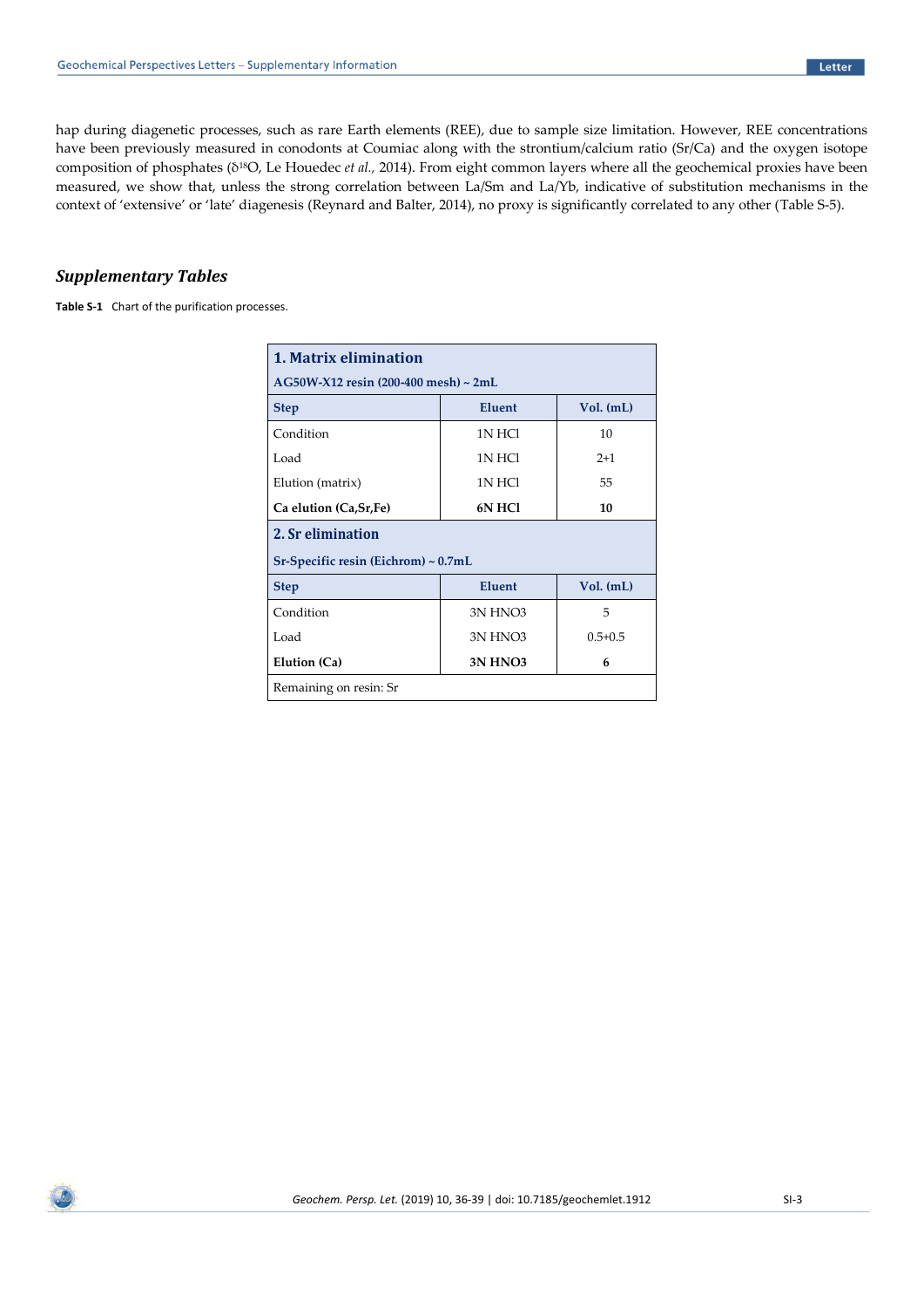hap during diagenetic processes, such as rare Earth elements (REE), due to sample size limitation. However, REE concentrations have been previously measured in conodonts at Coumiac along with the strontium/calcium ratio (Sr/Ca) and the oxygen isotope composition of phosphates ($\delta^{18}O$, Le Houedec *et al.,* 2014). From eight common layers where all the geochemical proxies have been measured, we show that, unless the strong correlation between La/Sm and La/Yb, indicative of substitution mechanisms in the context of 'extensive' or 'late' diagenesis (Reynard and Balter, 2014), no proxy is significantly correlated to any other (Table S-5).

## *Supplementary Tables*

**Table S-1** Chart of the purification processes.

| **1. Matrix elimination** | | |
|---|---|---|
| **AG50W-X12 resin (200-400 mesh) ~ 2mL** | | |
| **Step** | **Eluent** | **Vol. (mL)** |
| Condition | 1N HCl | 10 |
| Load | 1N HCl | 2+1 |
| Elution (matrix) | 1N HCl | 55 |
| **Ca elution (Ca,Sr,Fe)** | **6N HCl** | **10** |
| **2. Sr elimination** | | |
| **Sr-Specific resin (Eichrom) ~ 0.7mL** | | |
| **Step** | **Eluent** | **Vol. (mL)** |
| Condition | 3N HNO3 | 5 |
| Load | 3N HNO3 | 0.5+0.5 |
| **Elution (Ca)** | **3N HNO3** | **6** |
| Remaining on resin: Sr | | |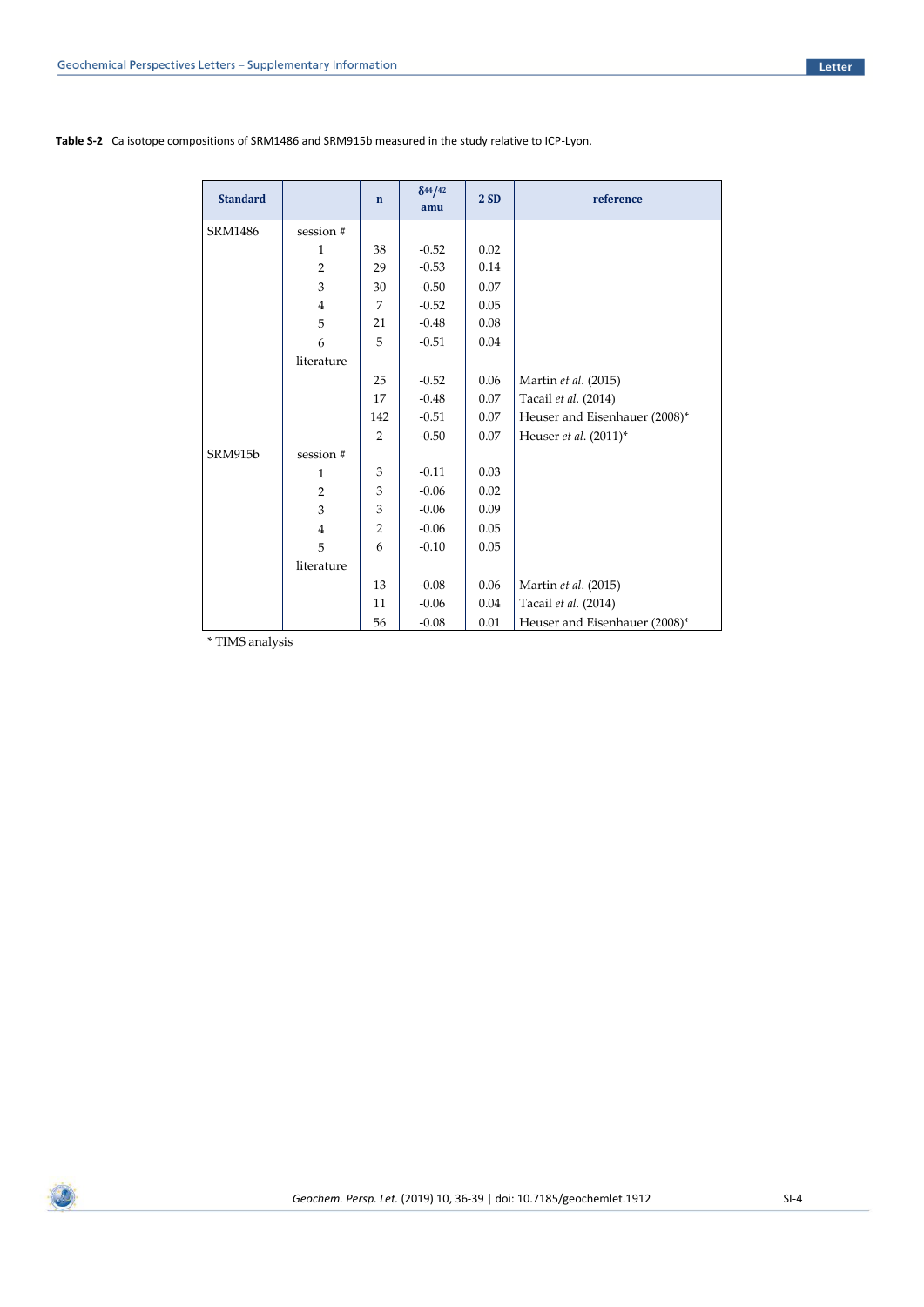**Table S-2** Ca isotope compositions of SRM1486 and SRM915b measured in the study relative to ICP-Lyon.

| Standard | | n | $\delta^{44/42}$ amu | 2 SD | reference |
|---|---|---|---|---|---|
| SRM1486 | session # | | | | |
| | 1 | 38 | -0.52 | 0.02 | |
| | 2 | 29 | -0.53 | 0.14 | |
| | 3 | 30 | -0.50 | 0.07 | |
| | 4 | 7 | -0.52 | 0.05 | |
| | 5 | 21 | -0.48 | 0.08 | |
| | 6 | 5 | -0.51 | 0.04 | |
| | literature | | | | |
| | | 25 | -0.52 | 0.06 | Martin *et al.* (2015) |
| | | 17 | -0.48 | 0.07 | Tacail *et al.* (2014) |
| | | 142 | -0.51 | 0.07 | Heuser and Eisenhauer (2008)* |
| | | 2 | -0.50 | 0.07 | Heuser *et al.* (2011)* |
| SRM915b | session # | | | | |
| | 1 | 3 | -0.11 | 0.03 | |
| | 2 | 3 | -0.06 | 0.02 | |
| | 3 | 3 | -0.06 | 0.09 | |
| | 4 | 2 | -0.06 | 0.05 | |
| | 5 | 6 | -0.10 | 0.05 | |
| | literature | | | | |
| | | 13 | -0.08 | 0.06 | Martin *et al.* (2015) |
| | | 11 | -0.06 | 0.04 | Tacail *et al.* (2014) |
| | | 56 | -0.08 | 0.01 | Heuser and Eisenhauer (2008)* |

\* TIMS analysis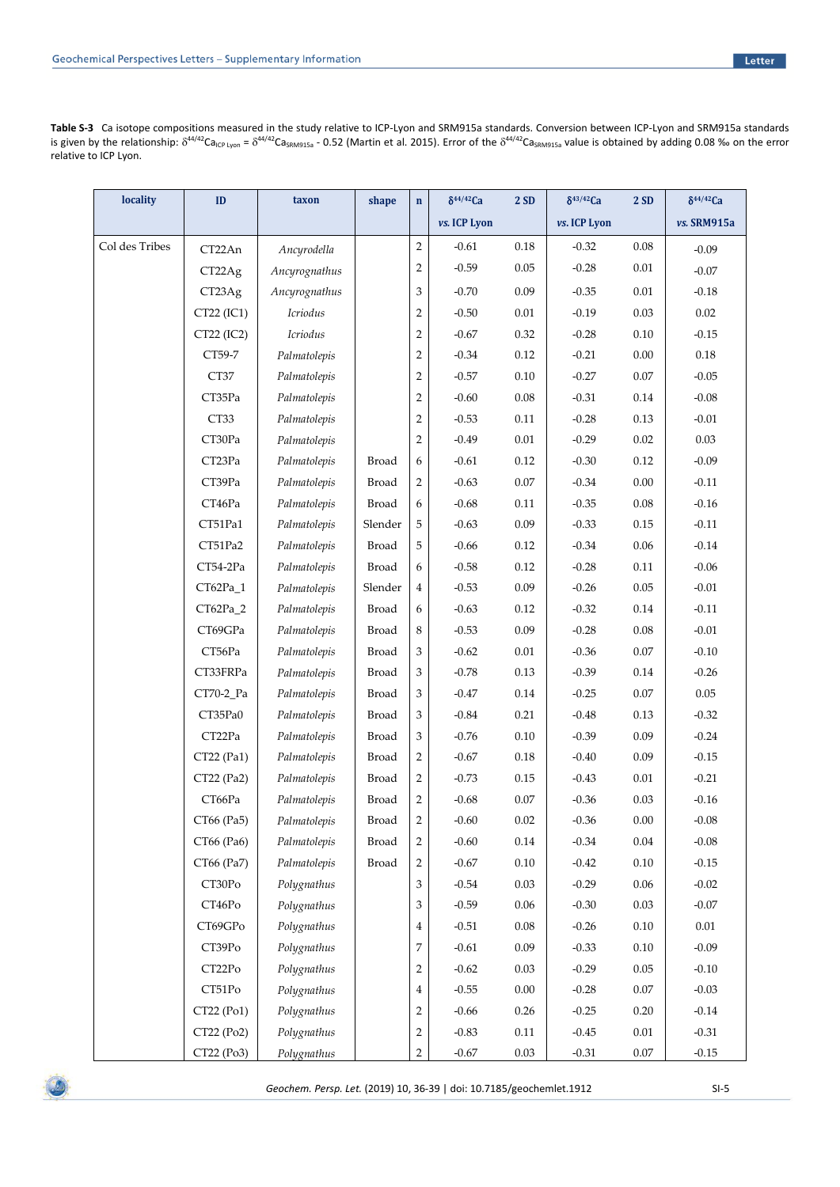**Table S-3** Ca isotope compositions measured in the study relative to ICP-Lyon and SRM915a standards. Conversion between ICP-Lyon and SRM915a standards is given by the relationship: $\delta^{44/42}Ca_{ICP\ Lyon} = \delta^{44/42}Ca_{SRM915a} - 0.52$ (Martin et al. 2015). Error of the $\delta^{44/42}Ca_{SRM915a}$ value is obtained by adding 0.08 ‰ on the error relative to ICP Lyon.

| locality | ID | taxon | shape | n | $\delta^{44/42}$Ca *vs.* ICP Lyon | 2 SD | $\delta^{43/42}$Ca *vs.* ICP Lyon | 2 SD | $\delta^{44/42}$Ca *vs.* SRM915a |
|---|---|---|---|---|---|---|---|---|---|
| Col des Tribes | CT22An | *Ancyrodella* | | 2 | -0.61 | 0.18 | -0.32 | 0.08 | -0.09 |
| | CT22Ag | *Ancyrognathus* | | 2 | -0.59 | 0.05 | -0.28 | 0.01 | -0.07 |
| | CT23Ag | *Ancyrognathus* | | 3 | -0.70 | 0.09 | -0.35 | 0.01 | -0.18 |
| | CT22 (IC1) | *Icriodus* | | 2 | -0.50 | 0.01 | -0.19 | 0.03 | 0.02 |
| | CT22 (IC2) | *Icriodus* | | 2 | -0.67 | 0.32 | -0.28 | 0.10 | -0.15 |
| | CT59-7 | *Palmatolepis* | | 2 | -0.34 | 0.12 | -0.21 | 0.00 | 0.18 |
| | CT37 | *Palmatolepis* | | 2 | -0.57 | 0.10 | -0.27 | 0.07 | -0.05 |
| | CT35Pa | *Palmatolepis* | | 2 | -0.60 | 0.08 | -0.31 | 0.14 | -0.08 |
| | CT33 | *Palmatolepis* | | 2 | -0.53 | 0.11 | -0.28 | 0.13 | -0.01 |
| | CT30Pa | *Palmatolepis* | | 2 | -0.49 | 0.01 | -0.29 | 0.02 | 0.03 |
| | CT23Pa | *Palmatolepis* | Broad | 6 | -0.61 | 0.12 | -0.30 | 0.12 | -0.09 |
| | CT39Pa | *Palmatolepis* | Broad | 2 | -0.63 | 0.07 | -0.34 | 0.00 | -0.11 |
| | CT46Pa | *Palmatolepis* | Broad | 6 | -0.68 | 0.11 | -0.35 | 0.08 | -0.16 |
| | CT51Pa1 | *Palmatolepis* | Slender | 5 | -0.63 | 0.09 | -0.33 | 0.15 | -0.11 |
| | CT51Pa2 | *Palmatolepis* | Broad | 5 | -0.66 | 0.12 | -0.34 | 0.06 | -0.14 |
| | CT54-2Pa | *Palmatolepis* | Broad | 6 | -0.58 | 0.12 | -0.28 | 0.11 | -0.06 |
| | CT62Pa_1 | *Palmatolepis* | Slender | 4 | -0.53 | 0.09 | -0.26 | 0.05 | -0.01 |
| | CT62Pa_2 | *Palmatolepis* | Broad | 6 | -0.63 | 0.12 | -0.32 | 0.14 | -0.11 |
| | CT69GPa | *Palmatolepis* | Broad | 8 | -0.53 | 0.09 | -0.28 | 0.08 | -0.01 |
| | CT56Pa | *Palmatolepis* | Broad | 3 | -0.62 | 0.01 | -0.36 | 0.07 | -0.10 |
| | CT33FRPa | *Palmatolepis* | Broad | 3 | -0.78 | 0.13 | -0.39 | 0.14 | -0.26 |
| | CT70-2_Pa | *Palmatolepis* | Broad | 3 | -0.47 | 0.14 | -0.25 | 0.07 | 0.05 |
| | CT35Pa0 | *Palmatolepis* | Broad | 3 | -0.84 | 0.21 | -0.48 | 0.13 | -0.32 |
| | CT22Pa | *Palmatolepis* | Broad | 3 | -0.76 | 0.10 | -0.39 | 0.09 | -0.24 |
| | CT22 (Pa1) | *Palmatolepis* | Broad | 2 | -0.67 | 0.18 | -0.40 | 0.09 | -0.15 |
| | CT22 (Pa2) | *Palmatolepis* | Broad | 2 | -0.73 | 0.15 | -0.43 | 0.01 | -0.21 |
| | CT66Pa | *Palmatolepis* | Broad | 2 | -0.68 | 0.07 | -0.36 | 0.03 | -0.16 |
| | CT66 (Pa5) | *Palmatolepis* | Broad | 2 | -0.60 | 0.02 | -0.36 | 0.00 | -0.08 |
| | CT66 (Pa6) | *Palmatolepis* | Broad | 2 | -0.60 | 0.14 | -0.34 | 0.04 | -0.08 |
| | CT66 (Pa7) | *Palmatolepis* | Broad | 2 | -0.67 | 0.10 | -0.42 | 0.10 | -0.15 |
| | CT30Po | *Polygnathus* | | 3 | -0.54 | 0.03 | -0.29 | 0.06 | -0.02 |
| | CT46Po | *Polygnathus* | | 3 | -0.59 | 0.06 | -0.30 | 0.03 | -0.07 |
| | CT69GPo | *Polygnathus* | | 4 | -0.51 | 0.08 | -0.26 | 0.10 | 0.01 |
| | CT39Po | *Polygnathus* | | 7 | -0.61 | 0.09 | -0.33 | 0.10 | -0.09 |
| | CT22Po | *Polygnathus* | | 2 | -0.62 | 0.03 | -0.29 | 0.05 | -0.10 |
| | CT51Po | *Polygnathus* | | 4 | -0.55 | 0.00 | -0.28 | 0.07 | -0.03 |
| | CT22 (Po1) | *Polygnathus* | | 2 | -0.66 | 0.26 | -0.25 | 0.20 | -0.14 |
| | CT22 (Po2) | *Polygnathus* | | 2 | -0.83 | 0.11 | -0.45 | 0.01 | -0.31 |
| | CT22 (Po3) | *Polygnathus* | | 2 | -0.67 | 0.03 | -0.31 | 0.07 | -0.15 |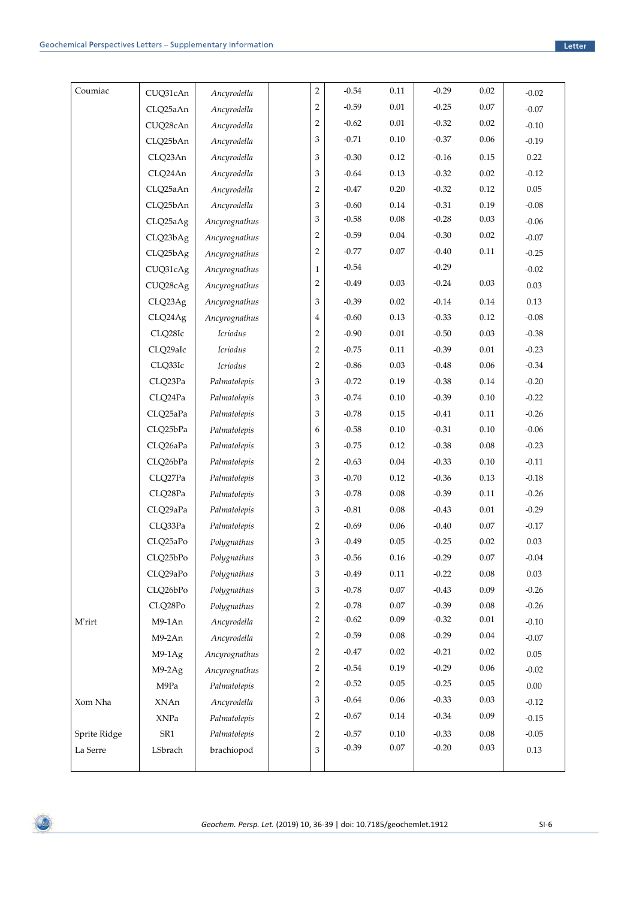| | | | | | | | | | |
|---|---|---|---|---|---|---|---|---|---|
| Coumiac | CUQ31cAn | *Ancyrodella* | | 2 | -0.54 | 0.11 | -0.29 | 0.02 | -0.02 |
| | CLQ25aAn | *Ancyrodella* | | 2 | -0.59 | 0.01 | -0.25 | 0.07 | -0.07 |
| | CUQ28cAn | *Ancyrodella* | | 2 | -0.62 | 0.01 | -0.32 | 0.02 | -0.10 |
| | CLQ25bAn | *Ancyrodella* | | 3 | -0.71 | 0.10 | -0.37 | 0.06 | -0.19 |
| | CLQ23An | *Ancyrodella* | | 3 | -0.30 | 0.12 | -0.16 | 0.15 | 0.22 |
| | CLQ24An | *Ancyrodella* | | 3 | -0.64 | 0.13 | -0.32 | 0.02 | -0.12 |
| | CLQ25aAn | *Ancyrodella* | | 2 | -0.47 | 0.20 | -0.32 | 0.12 | 0.05 |
| | CLQ25bAn | *Ancyrodella* | | 3 | -0.60 | 0.14 | -0.31 | 0.19 | -0.08 |
| | CLQ25aAg | *Ancyrognathus* | | 3 | -0.58 | 0.08 | -0.28 | 0.03 | -0.06 |
| | CLQ23bAg | *Ancyrognathus* | | 2 | -0.59 | 0.04 | -0.30 | 0.02 | -0.07 |
| | CLQ25bAg | *Ancyrognathus* | | 2 | -0.77 | 0.07 | -0.40 | 0.11 | -0.25 |
| | CUQ31cAg | *Ancyrognathus* | | 1 | -0.54 | | -0.29 | | -0.02 |
| | CUQ28cAg | *Ancyrognathus* | | 2 | -0.49 | 0.03 | -0.24 | 0.03 | 0.03 |
| | CLQ23Ag | *Ancyrognathus* | | 3 | -0.39 | 0.02 | -0.14 | 0.14 | 0.13 |
| | CLQ24Ag | *Ancyrognathus* | | 4 | -0.60 | 0.13 | -0.33 | 0.12 | -0.08 |
| | CLQ28Ic | *Icriodus* | | 2 | -0.90 | 0.01 | -0.50 | 0.03 | -0.38 |
| | CLQ29aIc | *Icriodus* | | 2 | -0.75 | 0.11 | -0.39 | 0.01 | -0.23 |
| | CLQ33Ic | *Icriodus* | | 2 | -0.86 | 0.03 | -0.48 | 0.06 | -0.34 |
| | CLQ23Pa | *Palmatolepis* | | 3 | -0.72 | 0.19 | -0.38 | 0.14 | -0.20 |
| | CLQ24Pa | *Palmatolepis* | | 3 | -0.74 | 0.10 | -0.39 | 0.10 | -0.22 |
| | CLQ25aPa | *Palmatolepis* | | 3 | -0.78 | 0.15 | -0.41 | 0.11 | -0.26 |
| | CLQ25bPa | *Palmatolepis* | | 6 | -0.58 | 0.10 | -0.31 | 0.10 | -0.06 |
| | CLQ26aPa | *Palmatolepis* | | 3 | -0.75 | 0.12 | -0.38 | 0.08 | -0.23 |
| | CLQ26bPa | *Palmatolepis* | | 2 | -0.63 | 0.04 | -0.33 | 0.10 | -0.11 |
| | CLQ27Pa | *Palmatolepis* | | 3 | -0.70 | 0.12 | -0.36 | 0.13 | -0.18 |
| | CLQ28Pa | *Palmatolepis* | | 3 | -0.78 | 0.08 | -0.39 | 0.11 | -0.26 |
| | CLQ29aPa | *Palmatolepis* | | 3 | -0.81 | 0.08 | -0.43 | 0.01 | -0.29 |
| | CLQ33Pa | *Palmatolepis* | | 2 | -0.69 | 0.06 | -0.40 | 0.07 | -0.17 |
| | CLQ25aPo | *Polygnathus* | | 3 | -0.49 | 0.05 | -0.25 | 0.02 | 0.03 |
| | CLQ25bPo | *Polygnathus* | | 3 | -0.56 | 0.16 | -0.29 | 0.07 | -0.04 |
| | CLQ29aPo | *Polygnathus* | | 3 | -0.49 | 0.11 | -0.22 | 0.08 | 0.03 |
| | CLQ26bPo | *Polygnathus* | | 3 | -0.78 | 0.07 | -0.43 | 0.09 | -0.26 |
| | CLQ28Po | *Polygnathus* | | 2 | -0.78 | 0.07 | -0.39 | 0.08 | -0.26 |
| M'rirt | M9-1An | *Ancyrodella* | | 2 | -0.62 | 0.09 | -0.32 | 0.01 | -0.10 |
| | M9-2An | *Ancyrodella* | | 2 | -0.59 | 0.08 | -0.29 | 0.04 | -0.07 |
| | M9-1Ag | *Ancyrognathus* | | 2 | -0.47 | 0.02 | -0.21 | 0.02 | 0.05 |
| | M9-2Ag | *Ancyrognathus* | | 2 | -0.54 | 0.19 | -0.29 | 0.06 | -0.02 |
| | M9Pa | *Palmatolepis* | | 2 | -0.52 | 0.05 | -0.25 | 0.05 | 0.00 |
| Xom Nha | XNAn | *Ancyrodella* | | 3 | -0.64 | 0.06 | -0.33 | 0.03 | -0.12 |
| | XNPa | *Palmatolepis* | | 2 | -0.67 | 0.14 | -0.34 | 0.09 | -0.15 |
| Sprite Ridge | SR1 | *Palmatolepis* | | 2 | -0.57 | 0.10 | -0.33 | 0.08 | -0.05 |
| La Serre | LSbrach | brachiopod | | 3 | -0.39 | 0.07 | -0.20 | 0.03 | 0.13 |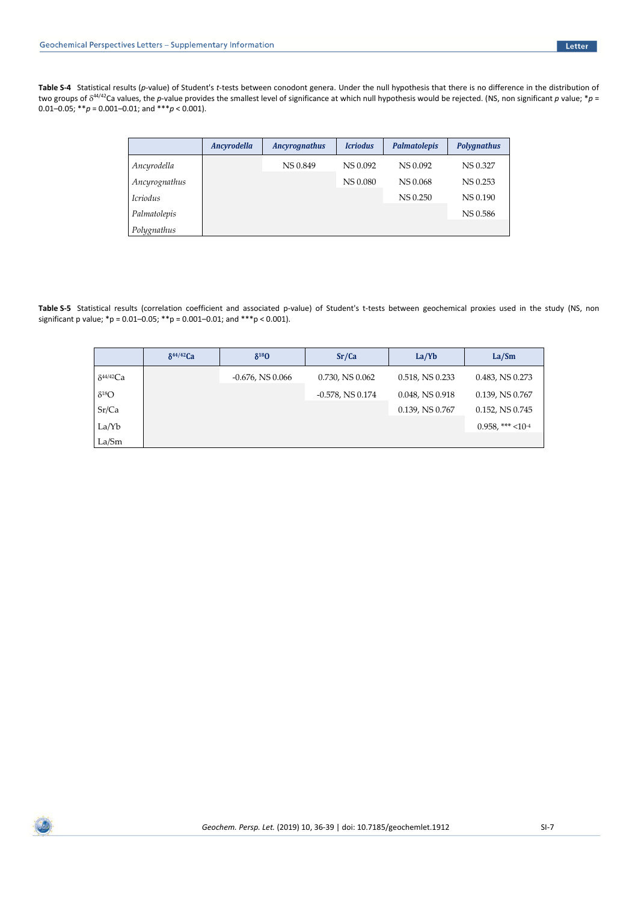**Table S-4** Statistical results (*p*-value) of Student's *t*-tests between conodont genera. Under the null hypothesis that there is no difference in the distribution of two groups of $\delta^{44/42}$Ca values, the *p*-value provides the smallest level of significance at which null hypothesis would be rejected. (NS, non significant *p* value; *$p$ = 0.01–0.05; **$p$ = 0.001–0.01; and ***$p$ < 0.001).

| | *Ancyrodella* | *Ancyrognathus* | *Icriodus* | *Palmatolepis* | *Polygnathus* |
|---|---|---|---|---|---|
| *Ancyrodella* | | NS 0.849 | NS 0.092 | NS 0.092 | NS 0.327 |
| *Ancyrognathus* | | | NS 0.080 | NS 0.068 | NS 0.253 |
| *Icriodus* | | | | NS 0.250 | NS 0.190 |
| *Palmatolepis* | | | | | NS 0.586 |
| *Polygnathus* | | | | | |

**Table S-5** Statistical results (correlation coefficient and associated p-value) of Student's t-tests between geochemical proxies used in the study (NS, non significant p value; *p = 0.01–0.05; **p = 0.001–0.01; and ***p < 0.001).

| | $\delta^{44/42}$Ca | $\delta^{18}$O | Sr/Ca | La/Yb | La/Sm |
|---|---|---|---|---|---|
| $\delta^{44/42}$Ca | | -0.676, NS 0.066 | 0.730, NS 0.062 | 0.518, NS 0.233 | 0.483, NS 0.273 |
| $\delta^{18}$O | | | -0.578, NS 0.174 | 0.048, NS 0.918 | 0.139, NS 0.767 |
| Sr/Ca | | | | 0.139, NS 0.767 | 0.152, NS 0.745 |
| La/Yb | | | | | 0.958, *** $<10^{-4}$ |
| La/Sm | | | | | |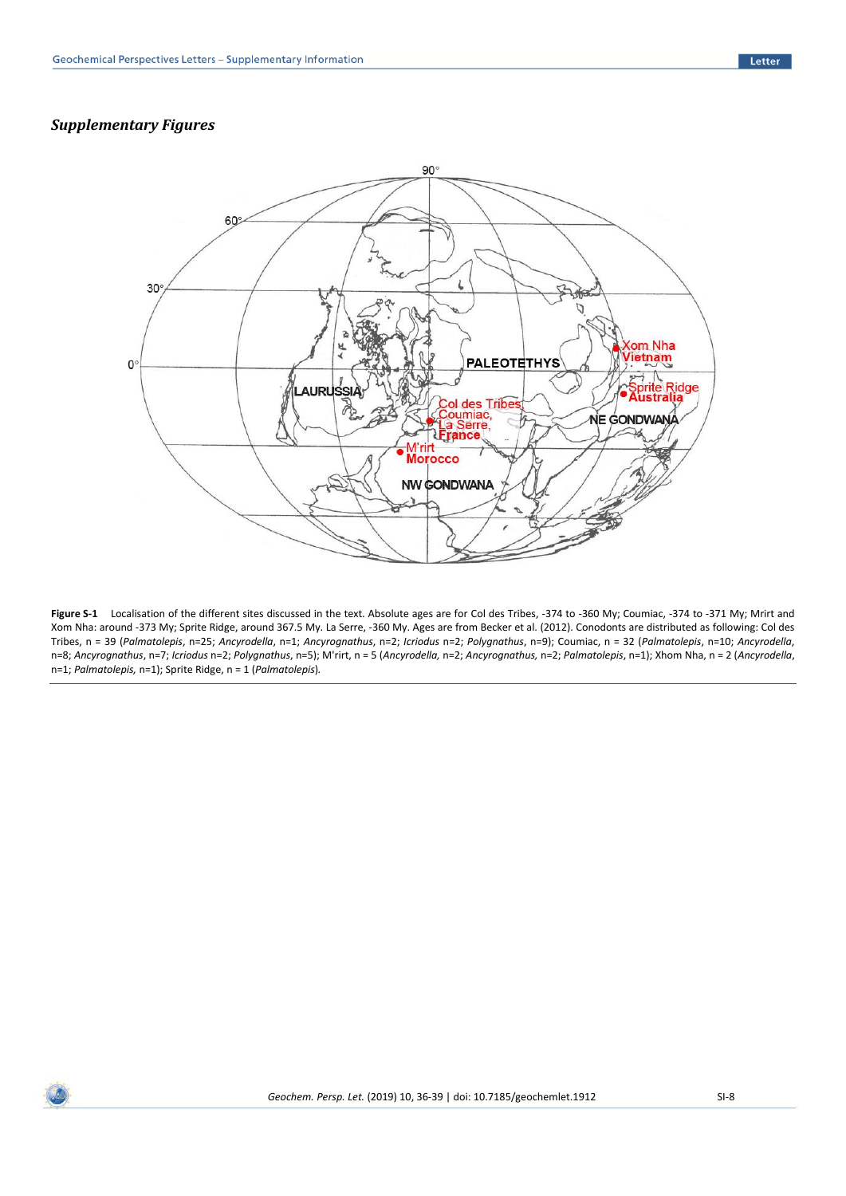## *Supplementary Figures*

**Figure S-1** Localisation of the different sites discussed in the text. Absolute ages are for Col des Tribes, -374 to -360 My; Coumiac, -374 to -371 My; Mrirt and Xom Nha: around -373 My; Sprite Ridge, around 367.5 My. La Serre, -360 My. Ages are from Becker et al. (2012). Conodonts are distributed as following: Col des Tribes, n = 39 (*Palmatolepis*, n=25; *Ancyrodella*, n=1; *Ancyrognathus*, n=2; *Icriodus* n=2; *Polygnathus*, n=9); Coumiac, n = 32 (*Palmatolepis*, n=10; *Ancyrodella*, n=8; *Ancyrognathus*, n=7; *Icriodus* n=2; *Polygnathus*, n=5); M'rirt, n = 5 (*Ancyrodella,* n=2; *Ancyrognathus,* n=2; *Palmatolepis*, n=1); Xhom Nha, n = 2 (*Ancyrodella*, n=1; *Palmatolepis,* n=1); Sprite Ridge, n = 1 (*Palmatolepis*).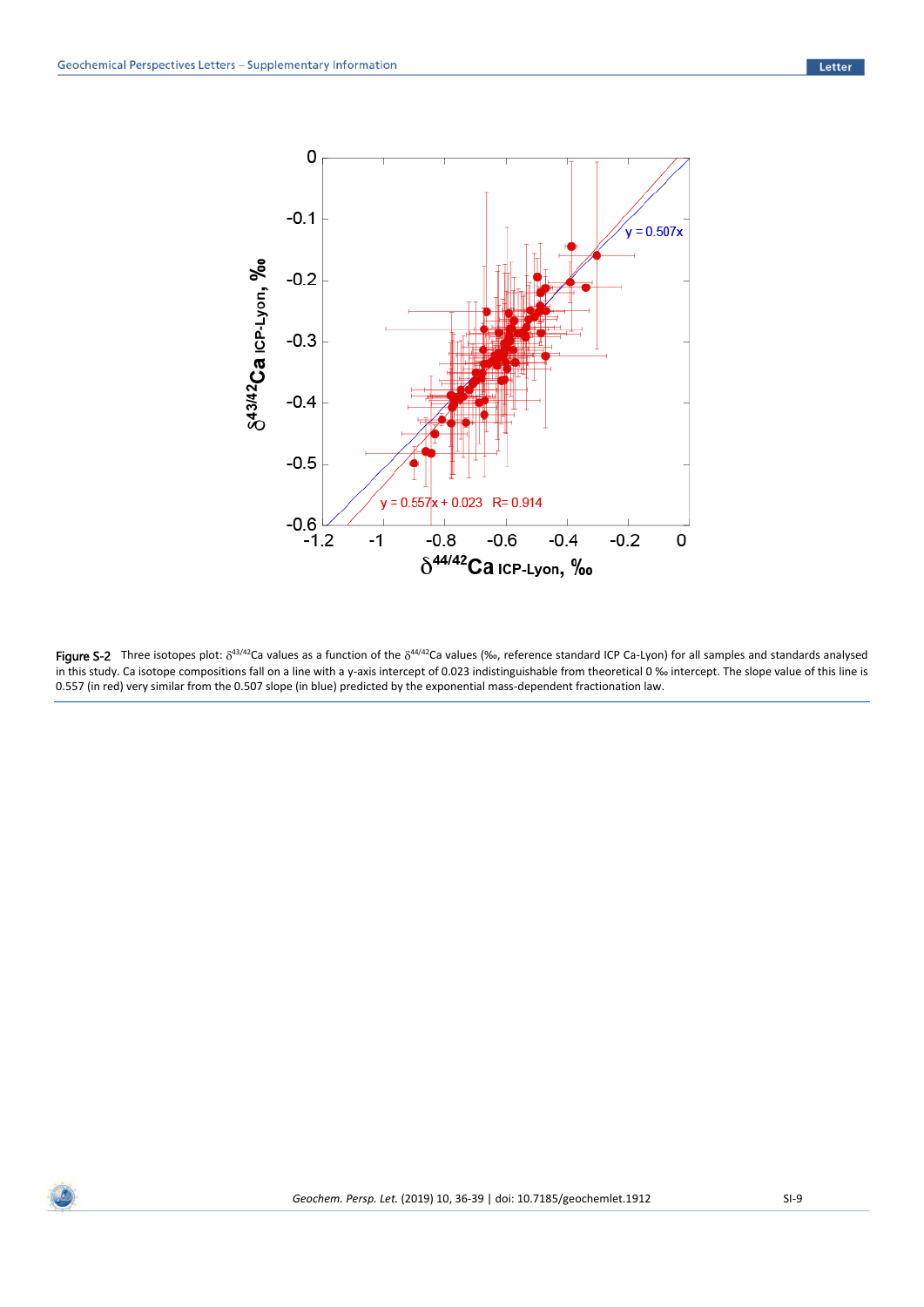**Figure S-2** Three isotopes plot: $\delta^{43/42}$Ca values as a function of the $\delta^{44/42}$Ca values (‰, reference standard ICP Ca-Lyon) for all samples and standards analysed in this study. Ca isotope compositions fall on a line with a y-axis intercept of 0.023 indistinguishable from theoretical 0 ‰ intercept. The slope value of this line is 0.557 (in red) very similar from the 0.507 slope (in blue) predicted by the exponential mass-dependent fractionation law.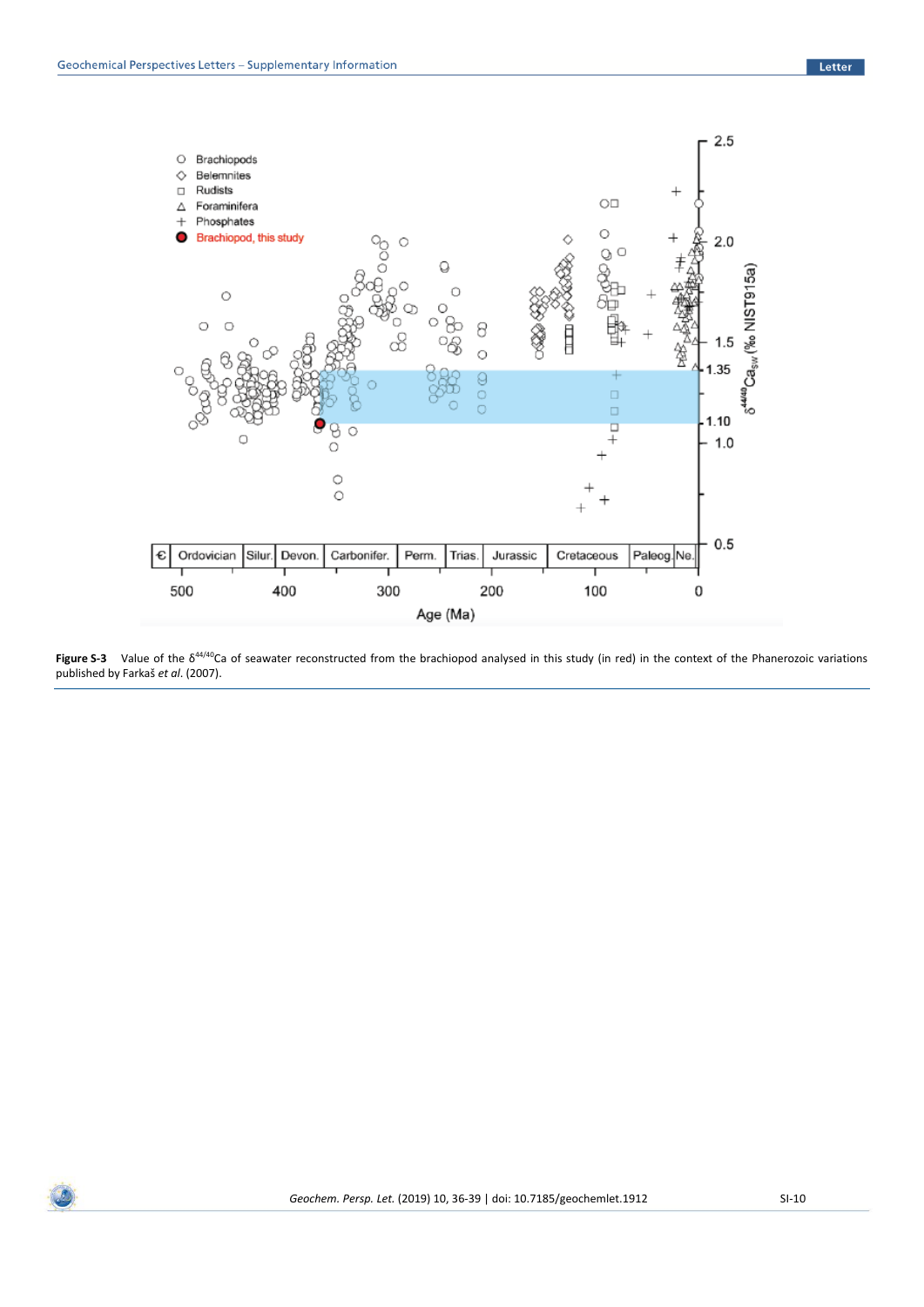**Figure S-3** Value of the $\delta^{44/40}$Ca of seawater reconstructed from the brachiopod analysed in this study (in red) in the context of the Phanerozoic variations published by Farkaš *et al*. (2007).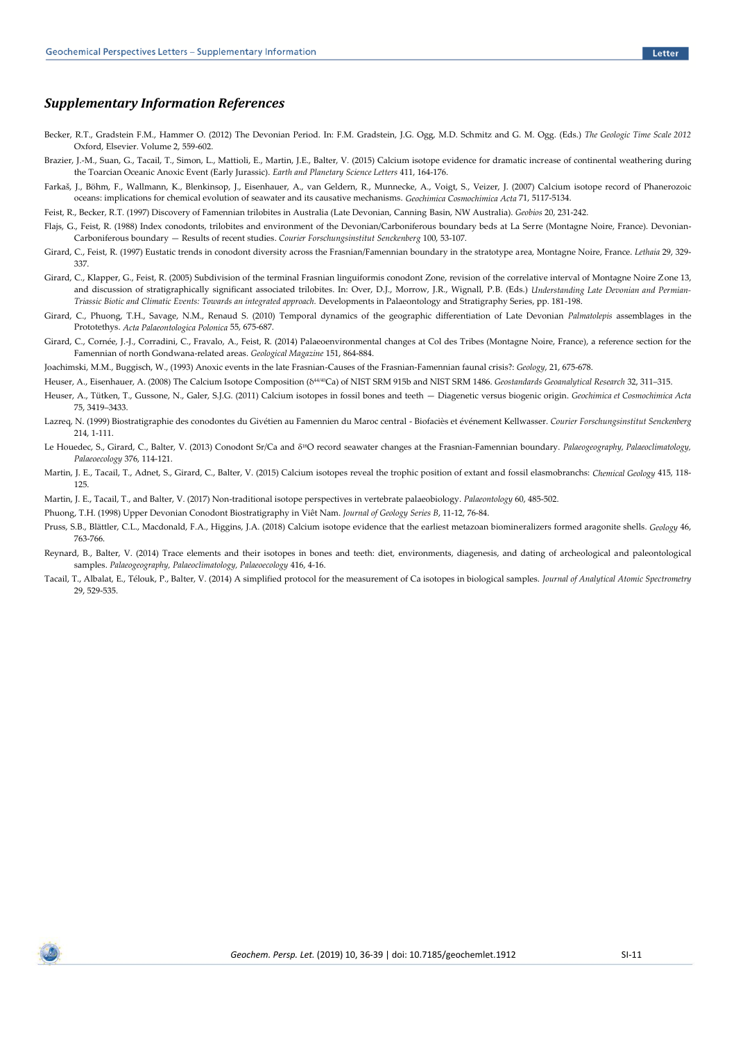## *Supplementary Information References*

Becker, R.T., Gradstein F.M., Hammer O. (2012) The Devonian Period. In: F.M. Gradstein, J.G. Ogg, M.D. Schmitz and G. M. Ogg. (Eds.) *The Geologic Time Scale 2012* Oxford, Elsevier. Volume 2, 559-602.

Brazier, J.-M., Suan, G., Tacail, T., Simon, L., Mattioli, E., Martin, J.E., Balter, V. (2015) Calcium isotope evidence for dramatic increase of continental weathering during the Toarcian Oceanic Anoxic Event (Early Jurassic). *Earth and Planetary Science Letters* 411, 164-176.

Farkaš, J., Böhm, F., Wallmann, K., Blenkinsop, J., Eisenhauer, A., van Geldern, R., Munnecke, A., Voigt, S., Veizer, J. (2007) Calcium isotope record of Phanerozoic oceans: implications for chemical evolution of seawater and its causative mechanisms. *Geochimica Cosmochimica Acta* 71, 5117-5134.

Feist, R., Becker, R.T. (1997) Discovery of Famennian trilobites in Australia (Late Devonian, Canning Basin, NW Australia). *Geobios* 20, 231-242.

Flajs, G., Feist, R. (1988) Index conodonts, trilobites and environment of the Devonian/Carboniferous boundary beds at La Serre (Montagne Noire, France). Devonian-Carboniferous boundary — Results of recent studies. *Courier Forschungsinstitut Senckenberg* 100, 53-107.

Girard, C., Feist, R. (1997) Eustatic trends in conodont diversity across the Frasnian/Famennian boundary in the stratotype area, Montagne Noire, France. *Lethaia* 29, 329-337.

Girard, C., Klapper, G., Feist, R. (2005) Subdivision of the terminal Frasnian linguiformis conodont Zone, revision of the correlative interval of Montagne Noire Zone 13, and discussion of stratigraphically significant associated trilobites. In: Over, D.J., Morrow, J.R., Wignall, P.B. (Eds.) *Understanding Late Devonian and Permian-Triassic Biotic and Climatic Events: Towards an integrated approach.* Developments in Palaeontology and Stratigraphy Series, pp. 181-198.

Girard, C., Phuong, T.H., Savage, N.M., Renaud S. (2010) Temporal dynamics of the geographic differentiation of Late Devonian *Palmatolepis* assemblages in the Prototethys. *Acta Palaeontologica Polonica* 55, 675-687.

Girard, C., Cornée, J.-J., Corradini, C., Fravalo, A., Feist, R. (2014) Palaeoenvironmental changes at Col des Tribes (Montagne Noire, France), a reference section for the Famennian of north Gondwana-related areas. *Geological Magazine* 151, 864-884.

Joachimski, M.M., Buggisch, W., (1993) Anoxic events in the late Frasnian-Causes of the Frasnian-Famennian faunal crisis?: *Geology*, 21, 675-678.

Heuser, A., Eisenhauer, A. (2008) The Calcium Isotope Composition ($\delta^{44/40}$Ca) of NIST SRM 915b and NIST SRM 1486. *Geostandards Geoanalytical Research* 32, 311–315.

Heuser, A., Tütken, T., Gussone, N., Galer, S.J.G. (2011) Calcium isotopes in fossil bones and teeth — Diagenetic versus biogenic origin. *Geochimica et Cosmochimica Acta* 75, 3419–3433.

Lazreq, N. (1999) Biostratigraphie des conodontes du Givétien au Famennien du Maroc central - Biofaciès et événement Kellwasser. *Courier Forschungsinstitut Senckenberg* 214, 1-111.

Le Houedec, S., Girard, C., Balter, V. (2013) Conodont Sr/Ca and $\delta^{18}$O record seawater changes at the Frasnian-Famennian boundary. *Palaeogeography, Palaeoclimatology, Palaeoecology* 376, 114-121.

Martin, J. E., Tacail, T., Adnet, S., Girard, C., Balter, V. (2015) Calcium isotopes reveal the trophic position of extant and fossil elasmobranchs: *Chemical Geology* 415, 118-125.

Martin, J. E., Tacail, T., and Balter, V. (2017) Non-traditional isotope perspectives in vertebrate palaeobiology. *Palaeontology* 60, 485-502.

Phuong, T.H. (1998) Upper Devonian Conodont Biostratigraphy in Viêt Nam. *Journal of Geology Series B*, 11-12, 76-84.

Pruss, S.B., Blättler, C.L., Macdonald, F.A., Higgins, J.A. (2018) Calcium isotope evidence that the earliest metazoan biomineralizers formed aragonite shells. *Geology* 46, 763-766.

Reynard, B., Balter, V. (2014) Trace elements and their isotopes in bones and teeth: diet, environments, diagenesis, and dating of archeological and paleontological samples. *Palaeogeography, Palaeoclimatology, Palaeoecology* 416, 4-16.

Tacail, T., Albalat, E., Télouk, P., Balter, V. (2014) A simplified protocol for the measurement of Ca isotopes in biological samples. *Journal of Analytical Atomic Spectrometry* 29, 529-535.